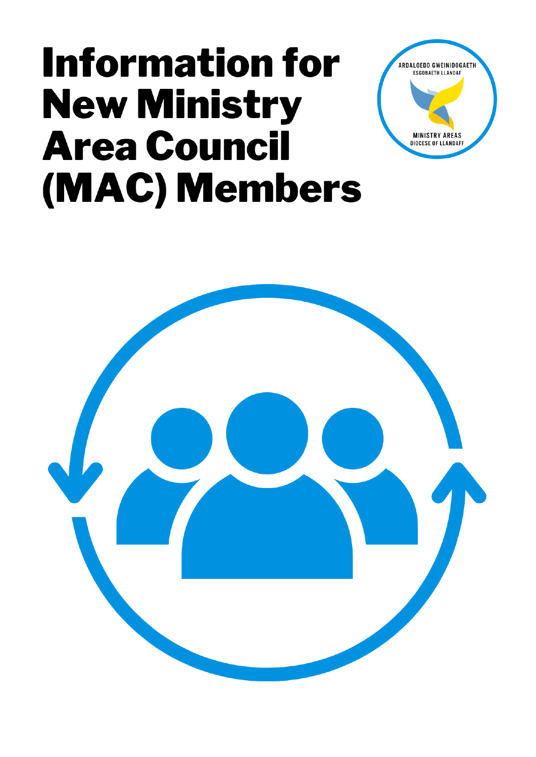# Information for New Ministry Area Council (MAC) Members

ARDALOEDD GWEINIDOGAETH
ESGOBAETH LLANDAF

MINISTRY AREAS
DIOCESE OF LLANDAFF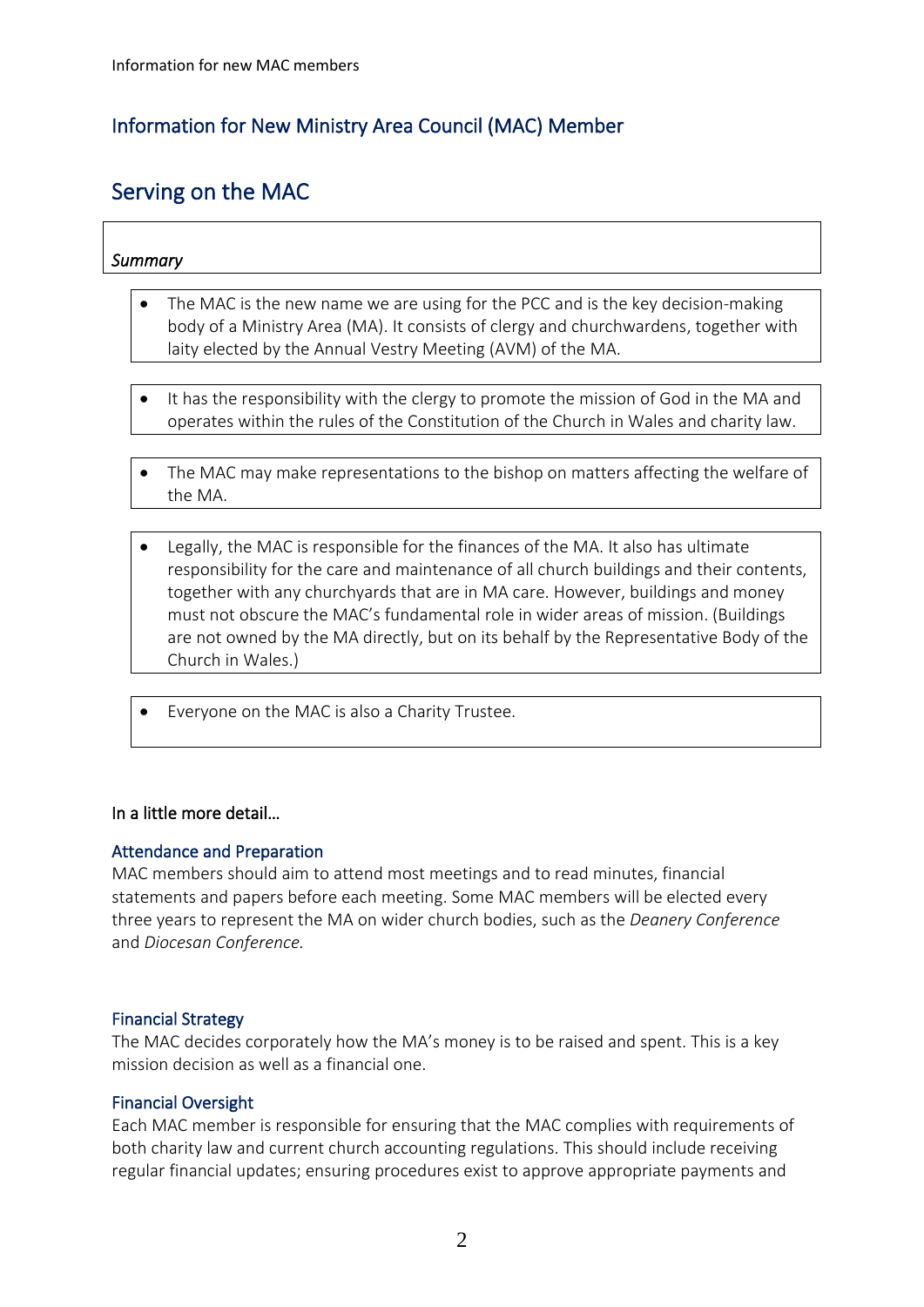# Information for New Ministry Area Council (MAC) Member

## Serving on the MAC

*Summary*

- The MAC is the new name we are using for the PCC and is the key decision-making body of a Ministry Area (MA). It consists of clergy and churchwardens, together with laity elected by the Annual Vestry Meeting (AVM) of the MA.

- It has the responsibility with the clergy to promote the mission of God in the MA and operates within the rules of the Constitution of the Church in Wales and charity law.

- The MAC may make representations to the bishop on matters affecting the welfare of the MA.

- Legally, the MAC is responsible for the finances of the MA. It also has ultimate responsibility for the care and maintenance of all church buildings and their contents, together with any churchyards that are in MA care. However, buildings and money must not obscure the MAC's fundamental role in wider areas of mission. (Buildings are not owned by the MA directly, but on its behalf by the Representative Body of the Church in Wales.)

- Everyone on the MAC is also a Charity Trustee.

In a little more detail…

### Attendance and Preparation

MAC members should aim to attend most meetings and to read minutes, financial statements and papers before each meeting. Some MAC members will be elected every three years to represent the MA on wider church bodies, such as the *Deanery Conference* and *Diocesan Conference.*

### Financial Strategy

The MAC decides corporately how the MA's money is to be raised and spent. This is a key mission decision as well as a financial one.

### Financial Oversight

Each MAC member is responsible for ensuring that the MAC complies with requirements of both charity law and current church accounting regulations. This should include receiving regular financial updates; ensuring procedures exist to approve appropriate payments and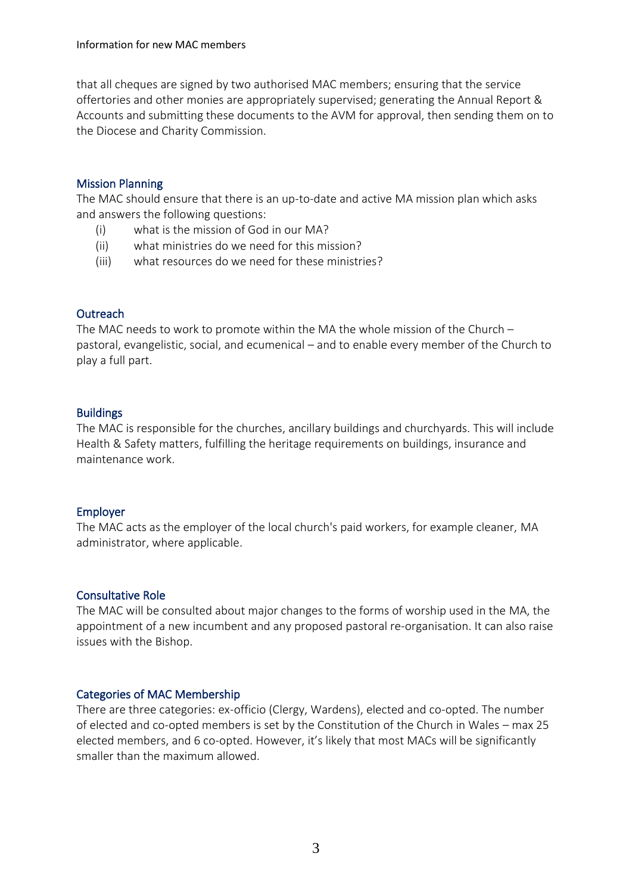that all cheques are signed by two authorised MAC members; ensuring that the service offertories and other monies are appropriately supervised; generating the Annual Report & Accounts and submitting these documents to the AVM for approval, then sending them on to the Diocese and Charity Commission.

## Mission Planning

The MAC should ensure that there is an up-to-date and active MA mission plan which asks and answers the following questions:

(i) what is the mission of God in our MA?
(ii) what ministries do we need for this mission?
(iii) what resources do we need for these ministries?

## Outreach

The MAC needs to work to promote within the MA the whole mission of the Church – pastoral, evangelistic, social, and ecumenical – and to enable every member of the Church to play a full part.

## Buildings

The MAC is responsible for the churches, ancillary buildings and churchyards. This will include Health & Safety matters, fulfilling the heritage requirements on buildings, insurance and maintenance work.

## Employer

The MAC acts as the employer of the local church's paid workers, for example cleaner, MA administrator, where applicable.

## Consultative Role

The MAC will be consulted about major changes to the forms of worship used in the MA, the appointment of a new incumbent and any proposed pastoral re-organisation. It can also raise issues with the Bishop.

## Categories of MAC Membership

There are three categories: ex-officio (Clergy, Wardens), elected and co-opted. The number of elected and co-opted members is set by the Constitution of the Church in Wales – max 25 elected members, and 6 co-opted. However, it's likely that most MACs will be significantly smaller than the maximum allowed.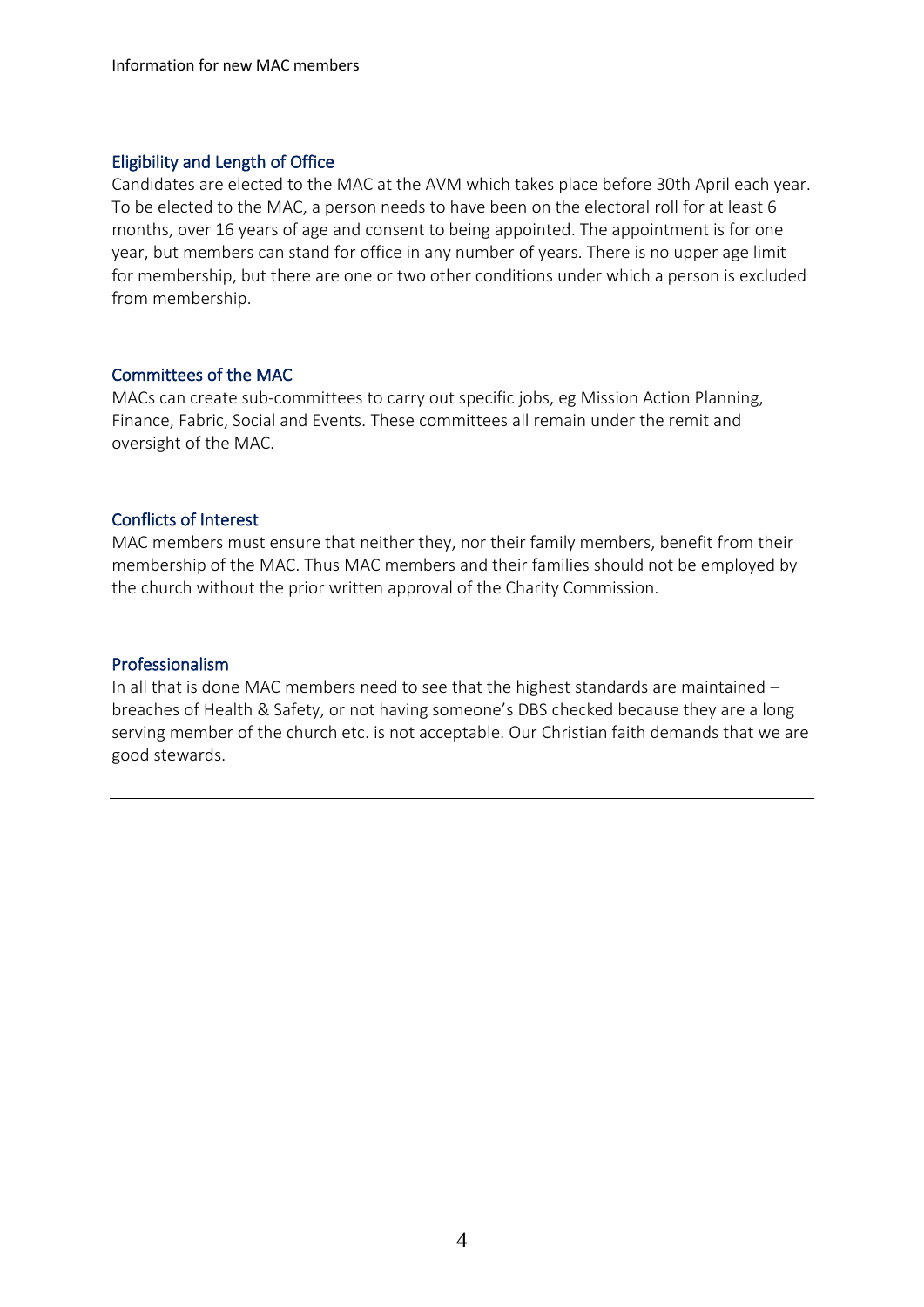## Eligibility and Length of Office

Candidates are elected to the MAC at the AVM which takes place before 30th April each year. To be elected to the MAC, a person needs to have been on the electoral roll for at least 6 months, over 16 years of age and consent to being appointed. The appointment is for one year, but members can stand for office in any number of years. There is no upper age limit for membership, but there are one or two other conditions under which a person is excluded from membership.

## Committees of the MAC

MACs can create sub-committees to carry out specific jobs, eg Mission Action Planning, Finance, Fabric, Social and Events. These committees all remain under the remit and oversight of the MAC.

## Conflicts of Interest

MAC members must ensure that neither they, nor their family members, benefit from their membership of the MAC. Thus MAC members and their families should not be employed by the church without the prior written approval of the Charity Commission.

## Professionalism

In all that is done MAC members need to see that the highest standards are maintained – breaches of Health & Safety, or not having someone's DBS checked because they are a long serving member of the church etc. is not acceptable. Our Christian faith demands that we are good stewards.

---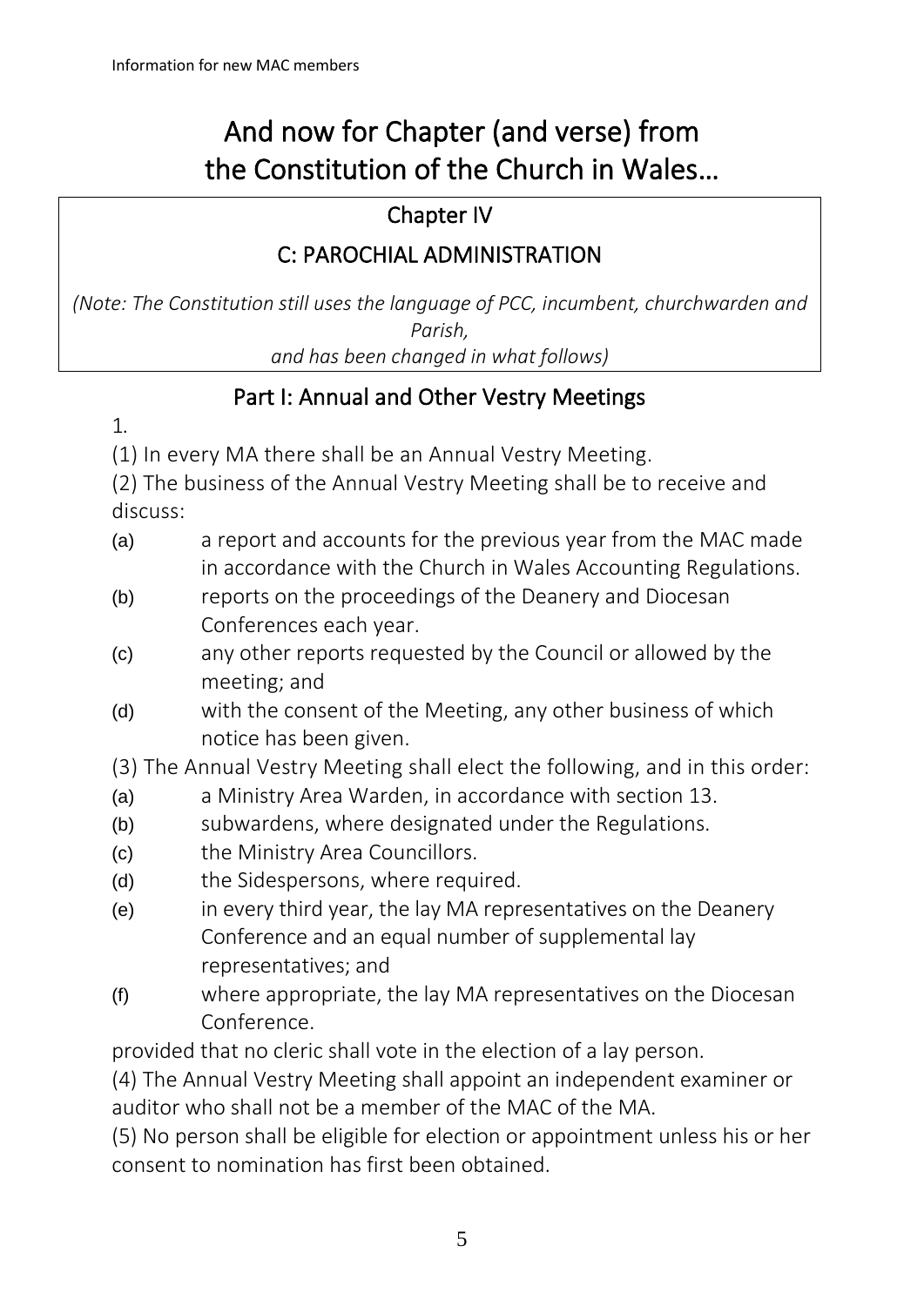# And now for Chapter (and verse) from the Constitution of the Church in Wales…

## Chapter IV

## C: PARCHIAL ADMINISTRATION

*(Note: The Constitution still uses the language of PCC, incumbent, churchwarden and Parish, and has been changed in what follows)*

## Part I: Annual and Other Vestry Meetings

1.

(1) In every MA there shall be an Annual Vestry Meeting.

(2) The business of the Annual Vestry Meeting shall be to receive and discuss:

- (a) a report and accounts for the previous year from the MAC made in accordance with the Church in Wales Accounting Regulations.
- (b) reports on the proceedings of the Deanery and Diocesan Conferences each year.
- (c) any other reports requested by the Council or allowed by the meeting; and
- (d) with the consent of the Meeting, any other business of which notice has been given.

(3) The Annual Vestry Meeting shall elect the following, and in this order:

- (a) a Ministry Area Warden, in accordance with section 13.
- (b) subwardens, where designated under the Regulations.
- (c) the Ministry Area Councillors.
- (d) the Sidespersons, where required.
- (e) in every third year, the lay MA representatives on the Deanery Conference and an equal number of supplemental lay representatives; and
- (f) where appropriate, the lay MA representatives on the Diocesan Conference.

provided that no cleric shall vote in the election of a lay person.

(4) The Annual Vestry Meeting shall appoint an independent examiner or auditor who shall not be a member of the MAC of the MA.

(5) No person shall be eligible for election or appointment unless his or her consent to nomination has first been obtained.

# And now for Chapter (and verse) from the Constitution of the Church in Wales…

## Chapter IV

## C: PAROCHIAL ADMINISTRATION

*(Note: The Constitution still uses the language of PCC, incumbent, churchwarden and Parish, and has been changed in what follows)*

## Part I: Annual and Other Vestry Meetings

1.

(1) In every MA there shall be an Annual Vestry Meeting.

(2) The business of the Annual Vestry Meeting shall be to receive and discuss:

- (a) a report and accounts for the previous year from the MAC made in accordance with the Church in Wales Accounting Regulations.
- (b) reports on the proceedings of the Deanery and Diocesan Conferences each year.
- (c) any other reports requested by the Council or allowed by the meeting; and
- (d) with the consent of the Meeting, any other business of which notice has been given.

(3) The Annual Vestry Meeting shall elect the following, and in this order:

- (a) a Ministry Area Warden, in accordance with section 13.
- (b) subwardens, where designated under the Regulations.
- (c) the Ministry Area Councillors.
- (d) the Sidespersons, where required.
- (e) in every third year, the lay MA representatives on the Deanery Conference and an equal number of supplemental lay representatives; and
- (f) where appropriate, the lay MA representatives on the Diocesan Conference.

provided that no cleric shall vote in the election of a lay person.

(4) The Annual Vestry Meeting shall appoint an independent examiner or auditor who shall not be a member of the MAC of the MA.

(5) No person shall be eligible for election or appointment unless his or her consent to nomination has first been obtained.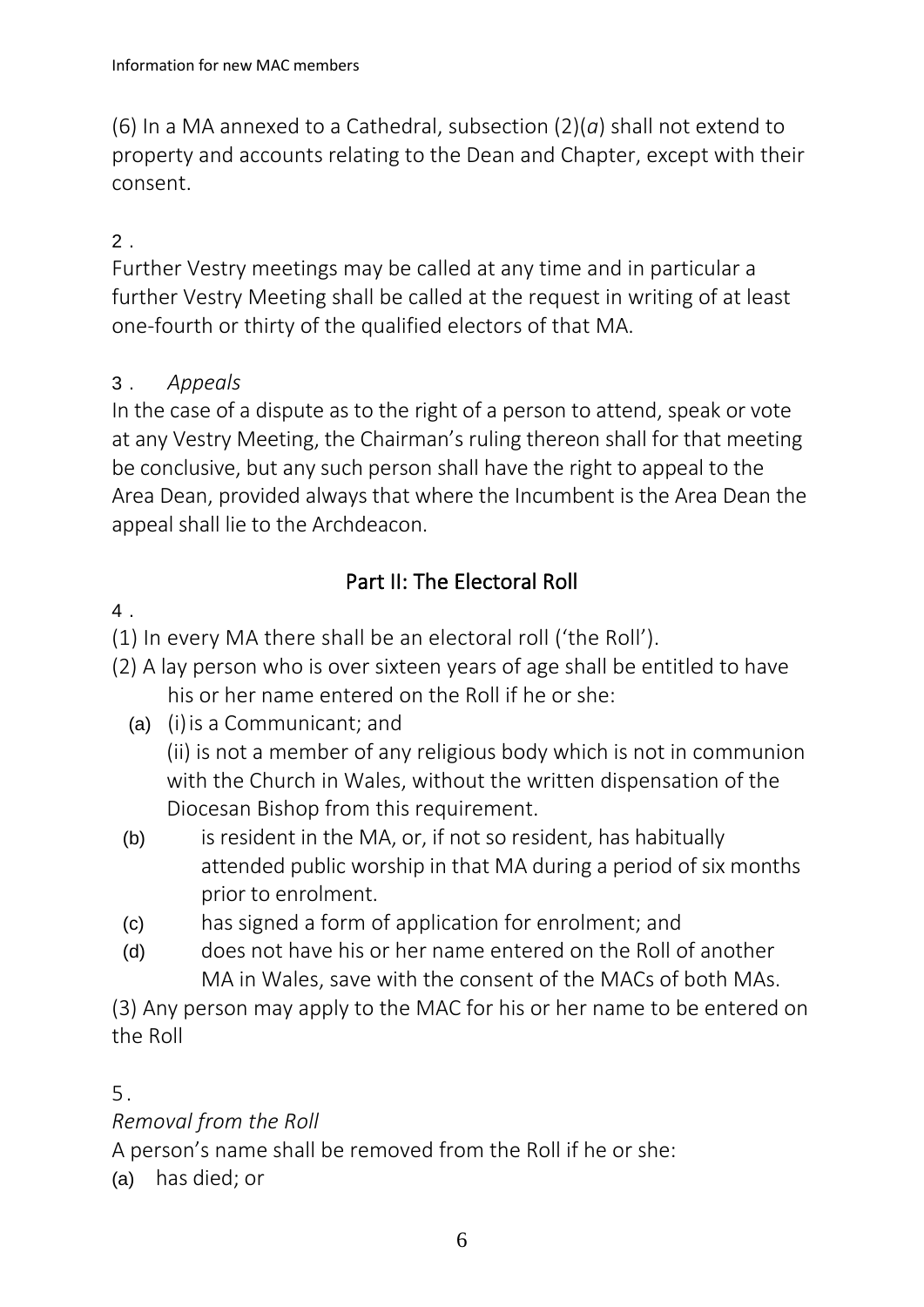(6) In a MA annexed to a Cathedral, subsection (2)(*a*) shall not extend to property and accounts relating to the Dean and Chapter, except with their consent.

2 .

Further Vestry meetings may be called at any time and in particular a further Vestry Meeting shall be called at the request in writing of at least one-fourth or thirty of the qualified electors of that MA.

3 . *Appeals*

In the case of a dispute as to the right of a person to attend, speak or vote at any Vestry Meeting, the Chairman's ruling thereon shall for that meeting be conclusive, but any such person shall have the right to appeal to the Area Dean, provided always that where the Incumbent is the Area Dean the appeal shall lie to the Archdeacon.

## Part II: The Electoral Roll

4 .

(1) In every MA there shall be an electoral roll ('the Roll').

(2) A lay person who is over sixteen years of age shall be entitled to have his or her name entered on the Roll if he or she:

(a) (i) is a Communicant; and
(ii) is not a member of any religious body which is not in communion with the Church in Wales, without the written dispensation of the Diocesan Bishop from this requirement.

(b) is resident in the MA, or, if not so resident, has habitually attended public worship in that MA during a period of six months prior to enrolment.

(c) has signed a form of application for enrolment; and

(d) does not have his or her name entered on the Roll of another MA in Wales, save with the consent of the MACs of both MAs.

(3) Any person may apply to the MAC for his or her name to be entered on the Roll

5 .

*Removal from the Roll*

A person's name shall be removed from the Roll if he or she:

(a) has died; or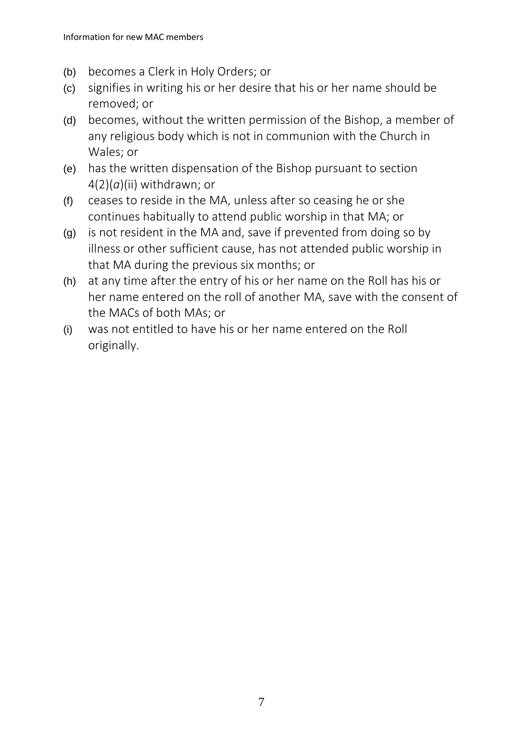(b) becomes a Clerk in Holy Orders; or

(c) signifies in writing his or her desire that his or her name should be removed; or

(d) becomes, without the written permission of the Bishop, a member of any religious body which is not in communion with the Church in Wales; or

(e) has the written dispensation of the Bishop pursuant to section 4(2)(*a*)(ii) withdrawn; or

(f) ceases to reside in the MA, unless after so ceasing he or she continues habitually to attend public worship in that MA; or

(g) is not resident in the MA and, save if prevented from doing so by illness or other sufficient cause, has not attended public worship in that MA during the previous six months; or

(h) at any time after the entry of his or her name on the Roll has his or her name entered on the roll of another MA, save with the consent of the MACs of both MAs; or

(i) was not entitled to have his or her name entered on the Roll originally.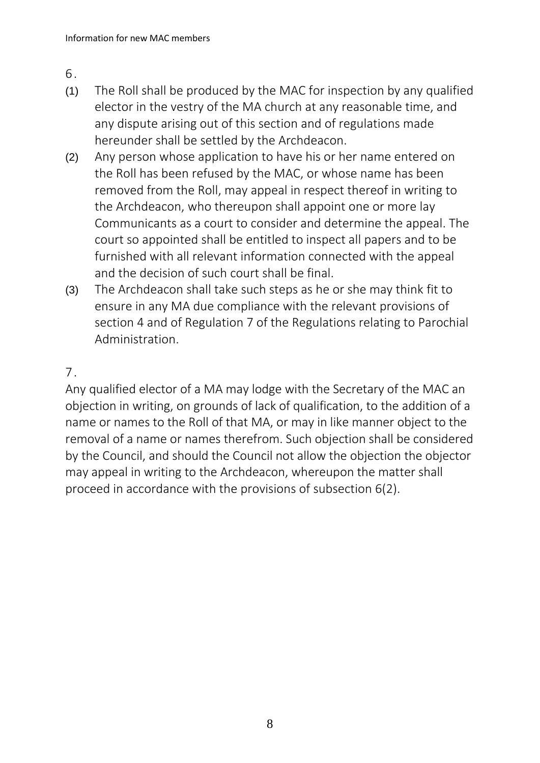6.

(1) The Roll shall be produced by the MAC for inspection by any qualified elector in the vestry of the MA church at any reasonable time, and any dispute arising out of this section and of regulations made hereunder shall be settled by the Archdeacon.

(2) Any person whose application to have his or her name entered on the Roll has been refused by the MAC, or whose name has been removed from the Roll, may appeal in respect thereof in writing to the Archdeacon, who thereupon shall appoint one or more lay Communicants as a court to consider and determine the appeal. The court so appointed shall be entitled to inspect all papers and to be furnished with all relevant information connected with the appeal and the decision of such court shall be final.

(3) The Archdeacon shall take such steps as he or she may think fit to ensure in any MA due compliance with the relevant provisions of section 4 and of Regulation 7 of the Regulations relating to Parochial Administration.

7.

Any qualified elector of a MA may lodge with the Secretary of the MAC an objection in writing, on grounds of lack of qualification, to the addition of a name or names to the Roll of that MA, or may in like manner object to the removal of a name or names therefrom. Such objection shall be considered by the Council, and should the Council not allow the objection the objector may appeal in writing to the Archdeacon, whereupon the matter shall proceed in accordance with the provisions of subsection 6(2).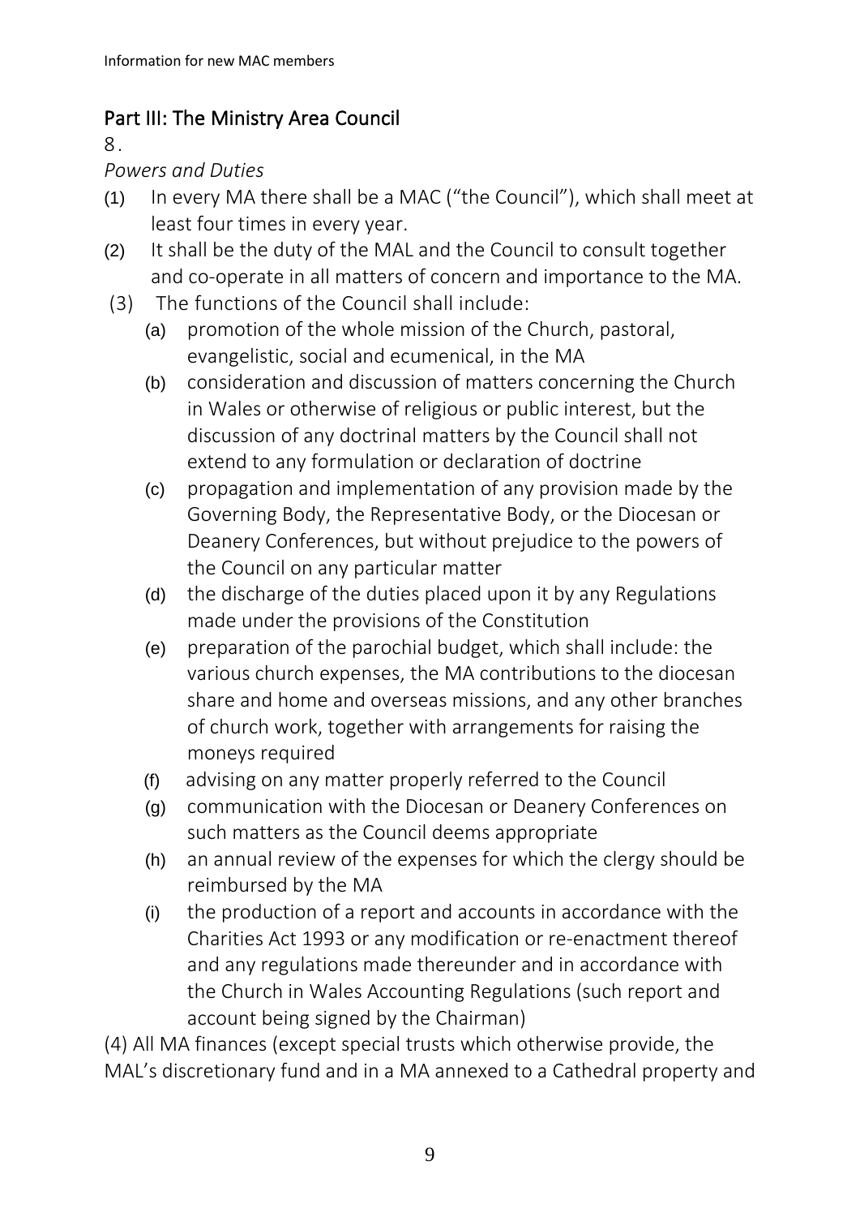## Part III: The Ministry Area Council

8.

*Powers and Duties*

(1) In every MA there shall be a MAC ("the Council"), which shall meet at least four times in every year.

(2) It shall be the duty of the MAL and the Council to consult together and co-operate in all matters of concern and importance to the MA.

(3) The functions of the Council shall include:

   (a) promotion of the whole mission of the Church, pastoral, evangelistic, social and ecumenical, in the MA

   (b) consideration and discussion of matters concerning the Church in Wales or otherwise of religious or public interest, but the discussion of any doctrinal matters by the Council shall not extend to any formulation or declaration of doctrine

   (c) propagation and implementation of any provision made by the Governing Body, the Representative Body, or the Diocesan or Deanery Conferences, but without prejudice to the powers of the Council on any particular matter

   (d) the discharge of the duties placed upon it by any Regulations made under the provisions of the Constitution

   (e) preparation of the parochial budget, which shall include: the various church expenses, the MA contributions to the diocesan share and home and overseas missions, and any other branches of church work, together with arrangements for raising the moneys required

   (f) advising on any matter properly referred to the Council

   (g) communication with the Diocesan or Deanery Conferences on such matters as the Council deems appropriate

   (h) an annual review of the expenses for which the clergy should be reimbursed by the MA

   (i) the production of a report and accounts in accordance with the Charities Act 1993 or any modification or re-enactment thereof and any regulations made thereunder and in accordance with the Church in Wales Accounting Regulations (such report and account being signed by the Chairman)

(4) All MA finances (except special trusts which otherwise provide, the MAL's discretionary fund and in a MA annexed to a Cathedral property and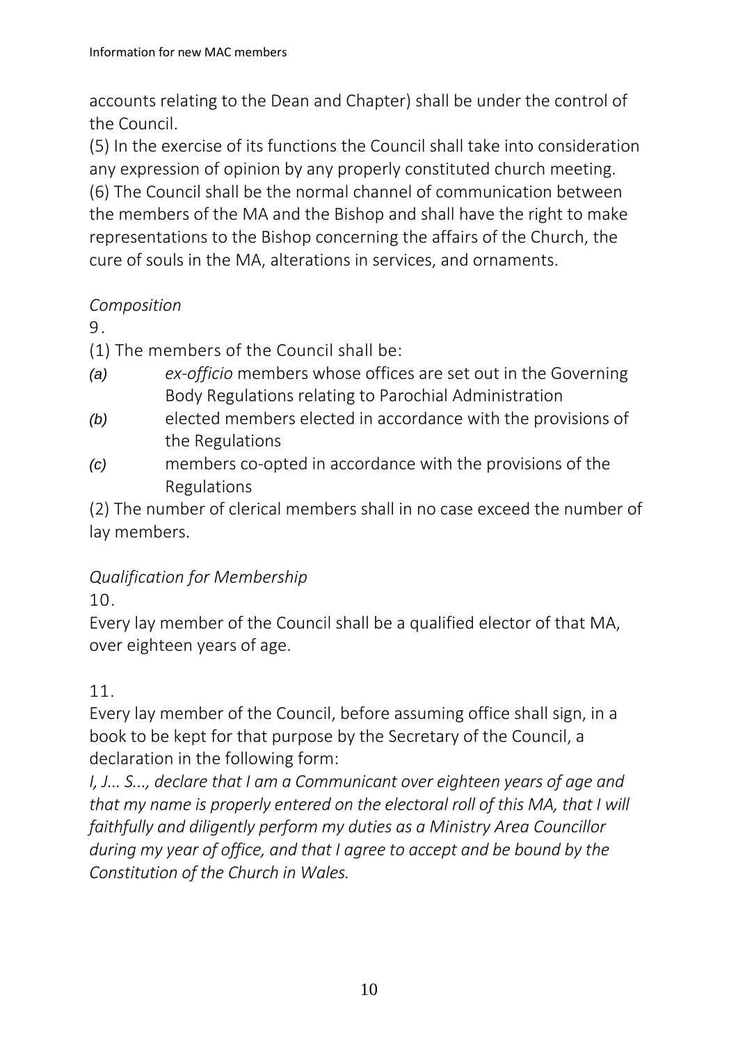accounts relating to the Dean and Chapter) shall be under the control of the Council.

(5) In the exercise of its functions the Council shall take into consideration any expression of opinion by any properly constituted church meeting.

(6) The Council shall be the normal channel of communication between the members of the MA and the Bishop and shall have the right to make representations to the Bishop concerning the affairs of the Church, the cure of souls in the MA, alterations in services, and ornaments.

*Composition*

9.

(1) The members of the Council shall be:

*(a)* *ex-officio* members whose offices are set out in the Governing Body Regulations relating to Parochial Administration

*(b)* elected members elected in accordance with the provisions of the Regulations

*(c)* members co-opted in accordance with the provisions of the Regulations

(2) The number of clerical members shall in no case exceed the number of lay members.

*Qualification for Membership*

10.

Every lay member of the Council shall be a qualified elector of that MA, over eighteen years of age.

11.

Every lay member of the Council, before assuming office shall sign, in a book to be kept for that purpose by the Secretary of the Council, a declaration in the following form:

*I, J... S..., declare that I am a Communicant over eighteen years of age and that my name is properly entered on the electoral roll of this MA, that I will faithfully and diligently perform my duties as a Ministry Area Councillor during my year of office, and that I agree to accept and be bound by the Constitution of the Church in Wales.*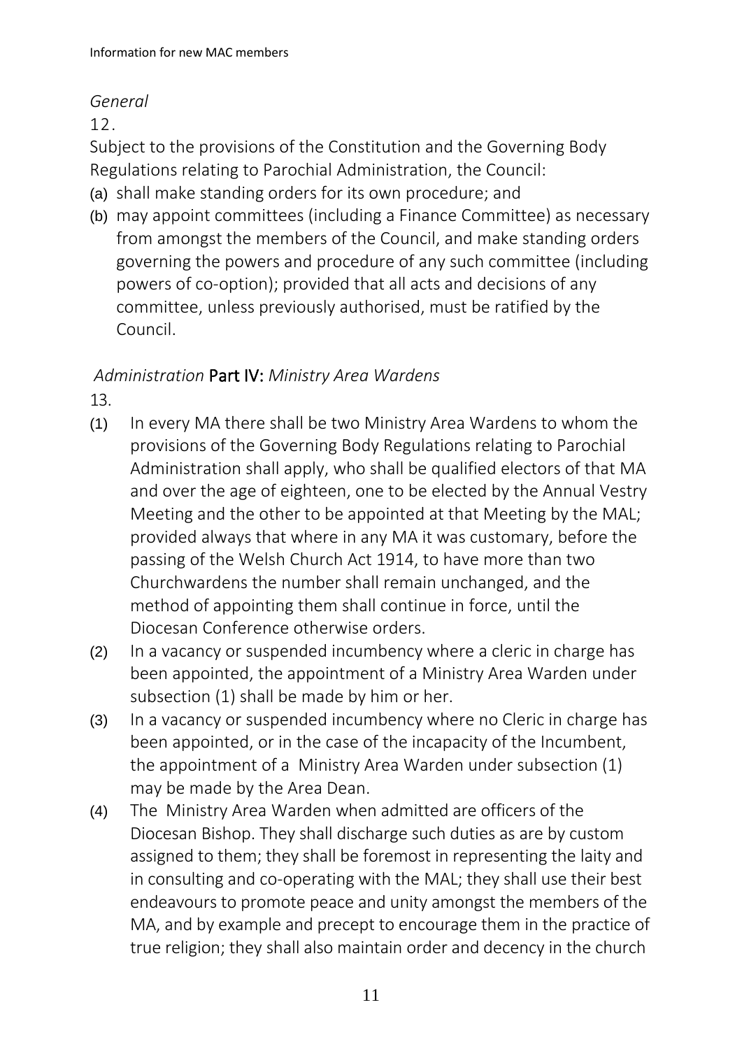*General*

12.

Subject to the provisions of the Constitution and the Governing Body Regulations relating to Parochial Administration, the Council:

(a) shall make standing orders for its own procedure; and
(b) may appoint committees (including a Finance Committee) as necessary from amongst the members of the Council, and make standing orders governing the powers and procedure of any such committee (including powers of co-option); provided that all acts and decisions of any committee, unless previously authorised, must be ratified by the Council.

*Administration* **Part IV:** *Ministry Area Wardens*

13.

(1) In every MA there shall be two Ministry Area Wardens to whom the provisions of the Governing Body Regulations relating to Parochial Administration shall apply, who shall be qualified electors of that MA and over the age of eighteen, one to be elected by the Annual Vestry Meeting and the other to be appointed at that Meeting by the MAL; provided always that where in any MA it was customary, before the passing of the Welsh Church Act 1914, to have more than two Churchwardens the number shall remain unchanged, and the method of appointing them shall continue in force, until the Diocesan Conference otherwise orders.
(2) In a vacancy or suspended incumbency where a cleric in charge has been appointed, the appointment of a Ministry Area Warden under subsection (1) shall be made by him or her.
(3) In a vacancy or suspended incumbency where no Cleric in charge has been appointed, or in the case of the incapacity of the Incumbent, the appointment of a Ministry Area Warden under subsection (1) may be made by the Area Dean.
(4) The Ministry Area Warden when admitted are officers of the Diocesan Bishop. They shall discharge such duties as are by custom assigned to them; they shall be foremost in representing the laity and in consulting and co-operating with the MAL; they shall use their best endeavours to promote peace and unity amongst the members of the MA, and by example and precept to encourage them in the practice of true religion; they shall also maintain order and decency in the church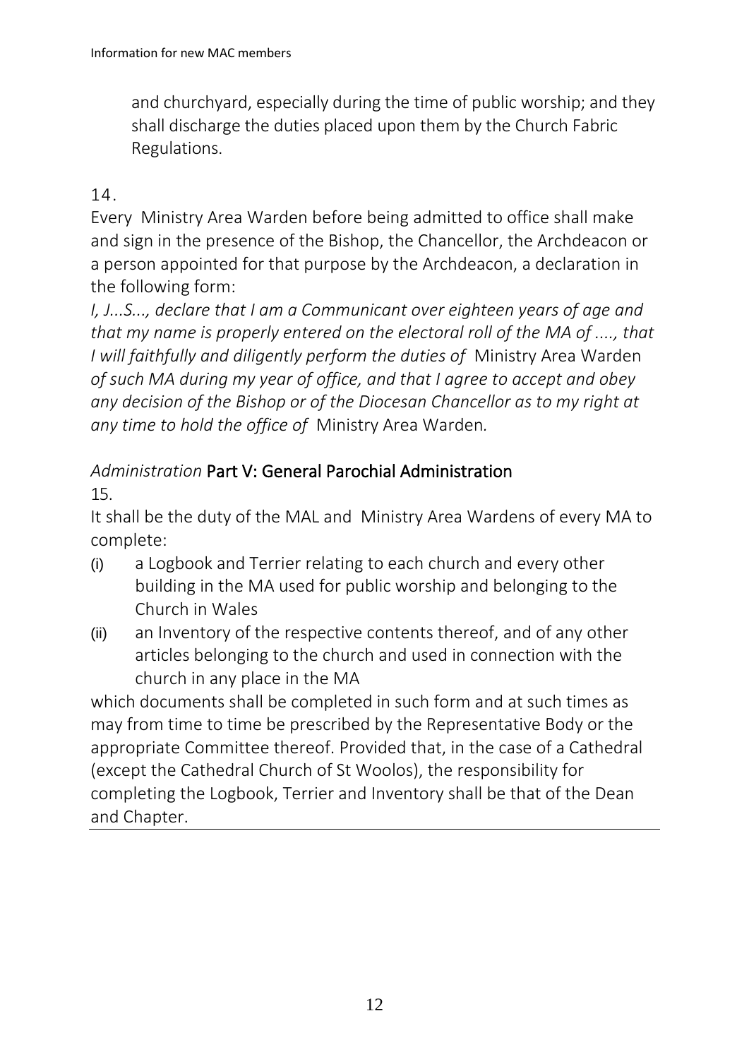and churchyard, especially during the time of public worship; and they shall discharge the duties placed upon them by the Church Fabric Regulations.

14.

Every Ministry Area Warden before being admitted to office shall make and sign in the presence of the Bishop, the Chancellor, the Archdeacon or a person appointed for that purpose by the Archdeacon, a declaration in the following form:

*I, J...S..., declare that I am a Communicant over eighteen years of age and that my name is properly entered on the electoral roll of the MA of ...., that I will faithfully and diligently perform the duties of* Ministry Area Warden *of such MA during my year of office, and that I agree to accept and obey any decision of the Bishop or of the Diocesan Chancellor as to my right at any time to hold the office of* Ministry Area Warden*.*

## *Administration* Part V: General Parochial Administration

15.

It shall be the duty of the MAL and Ministry Area Wardens of every MA to complete:

(i) a Logbook and Terrier relating to each church and every other building in the MA used for public worship and belonging to the Church in Wales
(ii) an Inventory of the respective contents thereof, and of any other articles belonging to the church and used in connection with the church in any place in the MA

which documents shall be completed in such form and at such times as may from time to time be prescribed by the Representative Body or the appropriate Committee thereof. Provided that, in the case of a Cathedral (except the Cathedral Church of St Woolos), the responsibility for completing the Logbook, Terrier and Inventory shall be that of the Dean and Chapter.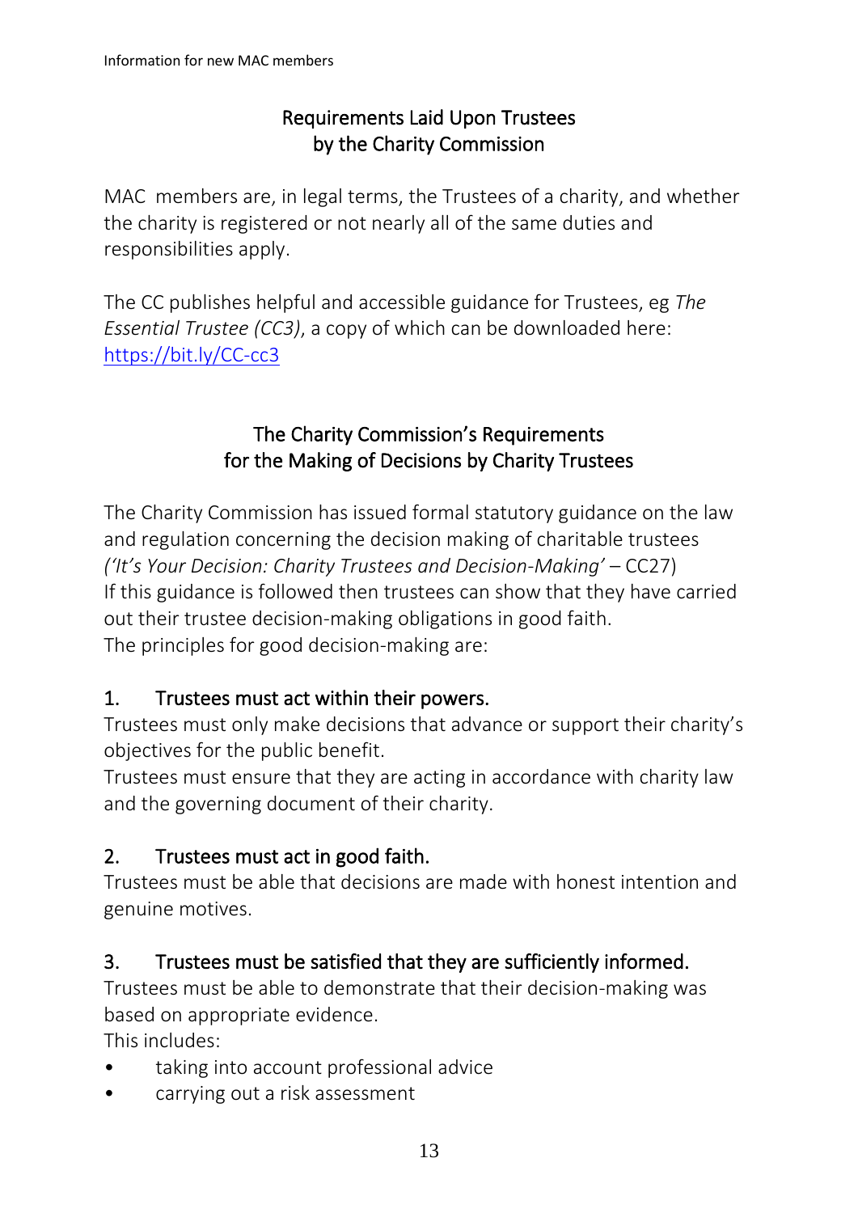## Requirements Laid Upon Trustees by the Charity Commission

MAC members are, in legal terms, the Trustees of a charity, and whether the charity is registered or not nearly all of the same duties and responsibilities apply.

The CC publishes helpful and accessible guidance for Trustees, eg *The Essential Trustee (CC3)*, a copy of which can be downloaded here: [https://bit.ly/CC-cc3](https://bit.ly/CC-cc3)

## The Charity Commission's Requirements for the Making of Decisions by Charity Trustees

The Charity Commission has issued formal statutory guidance on the law and regulation concerning the decision making of charitable trustees *('It's Your Decision: Charity Trustees and Decision-Making'* – CC27)
If this guidance is followed then trustees can show that they have carried out their trustee decision-making obligations in good faith.
The principles for good decision-making are:

### 1. Trustees must act within their powers.

Trustees must only make decisions that advance or support their charity's objectives for the public benefit.
Trustees must ensure that they are acting in accordance with charity law and the governing document of their charity.

### 2. Trustees must act in good faith.

Trustees must be able that decisions are made with honest intention and genuine motives.

### 3. Trustees must be satisfied that they are sufficiently informed.

Trustees must be able to demonstrate that their decision-making was based on appropriate evidence.
This includes:

- taking into account professional advice
- carrying out a risk assessment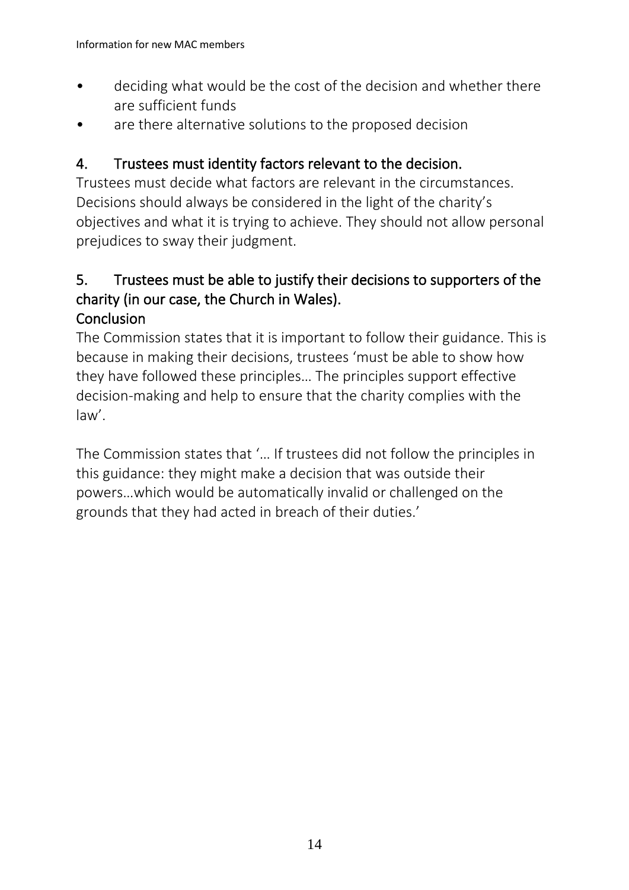- deciding what would be the cost of the decision and whether there are sufficient funds
- are there alternative solutions to the proposed decision

### 4. Trustees must identity factors relevant to the decision.

Trustees must decide what factors are relevant in the circumstances. Decisions should always be considered in the light of the charity's objectives and what it is trying to achieve. They should not allow personal prejudices to sway their judgment.

### 5. Trustees must be able to justify their decisions to supporters of the charity (in our case, the Church in Wales).

### Conclusion

The Commission states that it is important to follow their guidance. This is because in making their decisions, trustees 'must be able to show how they have followed these principles… The principles support effective decision-making and help to ensure that the charity complies with the law'.

The Commission states that '… If trustees did not follow the principles in this guidance: they might make a decision that was outside their powers…which would be automatically invalid or challenged on the grounds that they had acted in breach of their duties.'